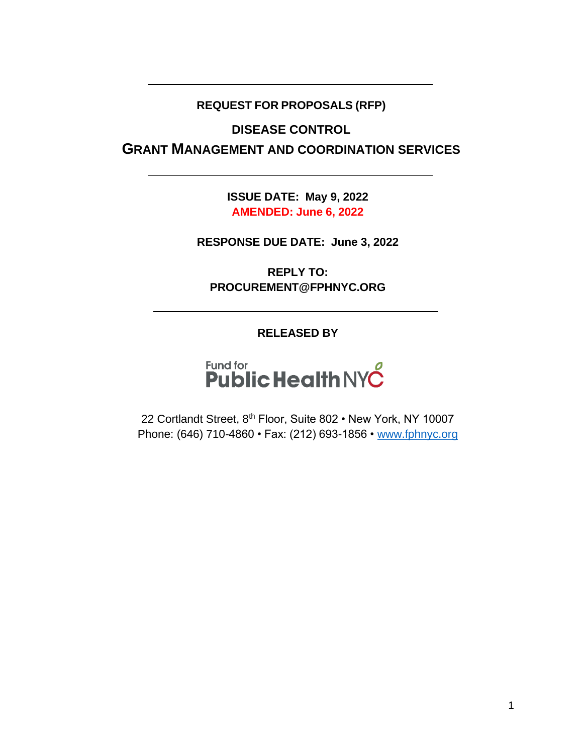---

**REQUEST FOR PROPOSALS (RFP)**

# DISEASE CONTROL
# GRANT MANAGEMENT AND COORDINATION SERVICES

---

**ISSUE DATE: May 9, 2022**
**AMENDED: June 6, 2022**

**RESPONSE DUE DATE: June 3, 2022**

**REPLY TO:**
**PROCUREMENT@FPHNYC.ORG**

---

**RELEASED BY**

Fund for Public Health NYC

22 Cortlandt Street, 8th Floor, Suite 802 • New York, NY 10007
Phone: (646) 710-4860 • Fax: (212) 693-1856 • www.fphnyc.org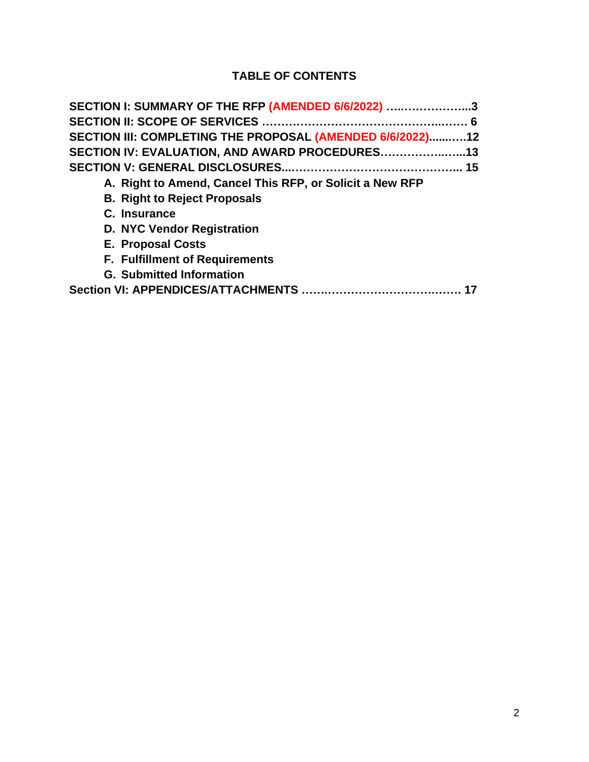## TABLE OF CONTENTS

**SECTION I: SUMMARY OF THE RFP (AMENDED 6/6/2022) …..……………...3**

**SECTION II: SCOPE OF SERVICES ……………………………………..…… 6**

**SECTION III: COMPLETING THE PROPOSAL (AMENDED 6/6/2022)......….12**

**SECTION IV: EVALUATION, AND AWARD PROCEDURES………………..…...13**

**SECTION V: GENERAL DISCLOSURES...…………………………………….. 15**

- **A. Right to Amend, Cancel This RFP, or Solicit a New RFP**
- **B. Right to Reject Proposals**
- **C. Insurance**
- **D. NYC Vendor Registration**
- **E. Proposal Costs**
- **F. Fulfillment of Requirements**
- **G. Submitted Information**

**Section VI: APPENDICES/ATTACHMENTS ……..…………………….……. 17**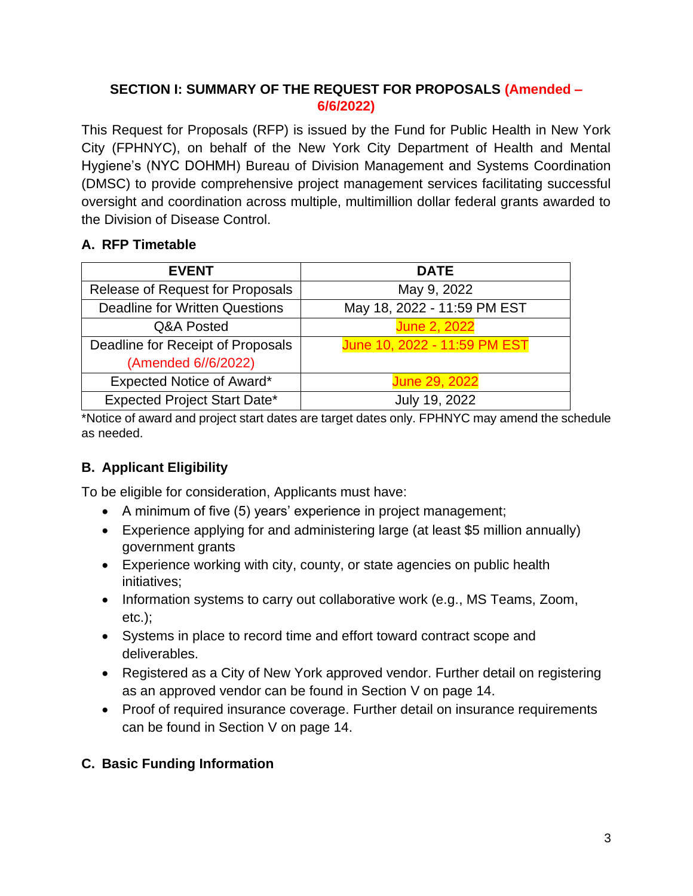## SECTION I: SUMMARY OF THE REQUEST FOR PROPOSALS (Amended – 6/6/2022)

This Request for Proposals (RFP) is issued by the Fund for Public Health in New York City (FPHNYC), on behalf of the New York City Department of Health and Mental Hygiene's (NYC DOHMH) Bureau of Division Management and Systems Coordination (DMSC) to provide comprehensive project management services facilitating successful oversight and coordination across multiple, multimillion dollar federal grants awarded to the Division of Disease Control.

### A. RFP Timetable

| EVENT | DATE |
|---|---|
| Release of Request for Proposals | May 9, 2022 |
| Deadline for Written Questions | May 18, 2022 - 11:59 PM EST |
| Q&A Posted | June 2, 2022 |
| Deadline for Receipt of Proposals (Amended 6//6/2022) | June 10, 2022 - 11:59 PM EST |
| Expected Notice of Award* | June 29, 2022 |
| Expected Project Start Date* | July 19, 2022 |

*Notice of award and project start dates are target dates only. FPHNYC may amend the schedule as needed.

### B. Applicant Eligibility

To be eligible for consideration, Applicants must have:

- A minimum of five (5) years' experience in project management;
- Experience applying for and administering large (at least $5 million annually) government grants
- Experience working with city, county, or state agencies on public health initiatives;
- Information systems to carry out collaborative work (e.g., MS Teams, Zoom, etc.);
- Systems in place to record time and effort toward contract scope and deliverables.
- Registered as a City of New York approved vendor. Further detail on registering as an approved vendor can be found in Section V on page 14.
- Proof of required insurance coverage. Further detail on insurance requirements can be found in Section V on page 14.

### C. Basic Funding Information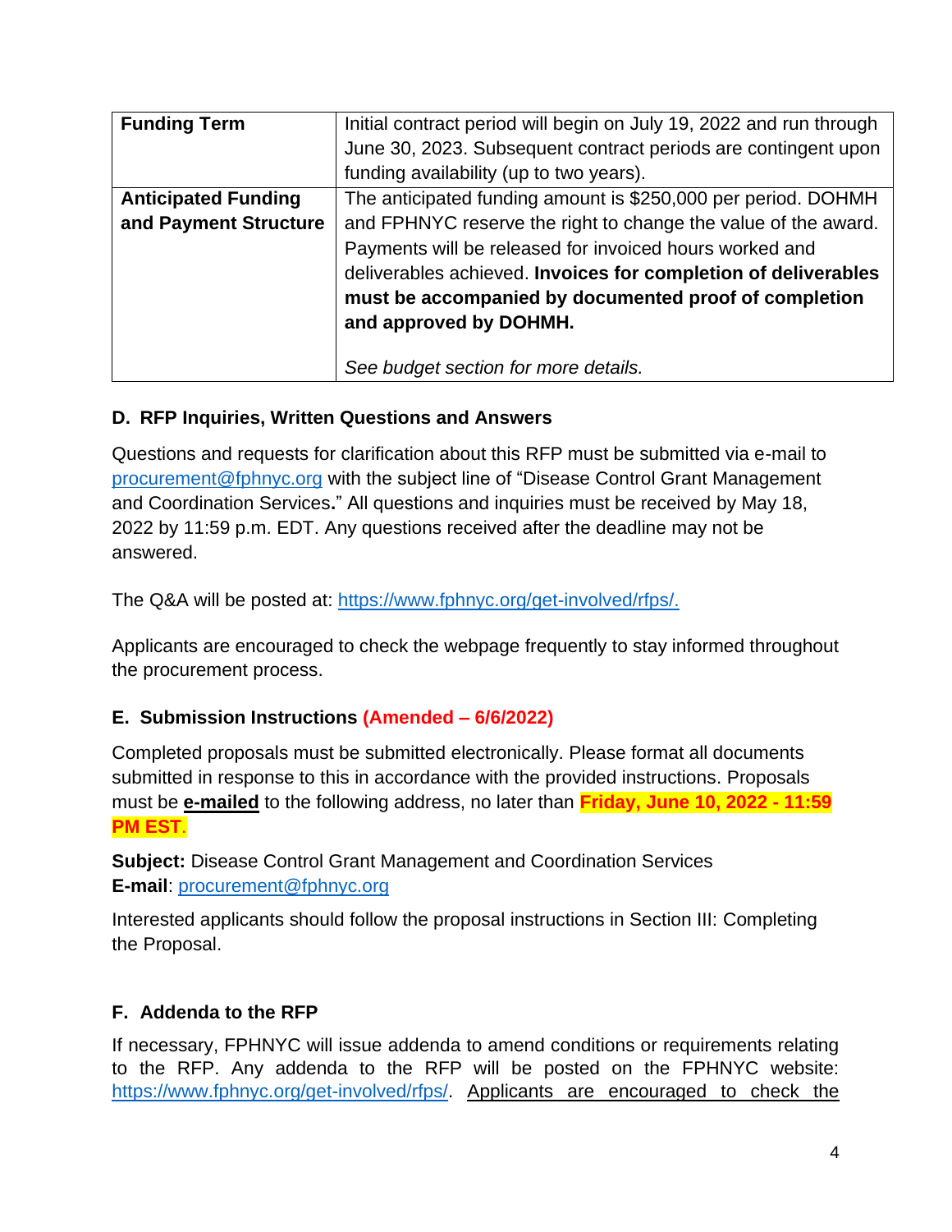| Funding Term | Initial contract period will begin on July 19, 2022 and run through June 30, 2023. Subsequent contract periods are contingent upon funding availability (up to two years). |
| --- | --- |
| **Anticipated Funding and Payment Structure** | The anticipated funding amount is $250,000 per period. DOHMH and FPHNYC reserve the right to change the value of the award. Payments will be released for invoiced hours worked and deliverables achieved. **Invoices for completion of deliverables must be accompanied by documented proof of completion and approved by DOHMH.** <br><br> *See budget section for more details.* |

### D. RFP Inquiries, Written Questions and Answers

Questions and requests for clarification about this RFP must be submitted via e-mail to procurement@fphnyc.org with the subject line of "Disease Control Grant Management and Coordination Services**.**" All questions and inquiries must be received by May 18, 2022 by 11:59 p.m. EDT. Any questions received after the deadline may not be answered.

The Q&A will be posted at: https://www.fphnyc.org/get-involved/rfps/.

Applicants are encouraged to check the webpage frequently to stay informed throughout the procurement process.

### E. Submission Instructions (Amended – 6/6/2022)

Completed proposals must be submitted electronically. Please format all documents submitted in response to this in accordance with the provided instructions. Proposals must be **e-mailed** to the following address, no later than **Friday, June 10, 2022 - 11:59 PM EST**.

**Subject:** Disease Control Grant Management and Coordination Services
**E-mail**: procurement@fphnyc.org

Interested applicants should follow the proposal instructions in Section III: Completing the Proposal.

### F. Addenda to the RFP

If necessary, FPHNYC will issue addenda to amend conditions or requirements relating to the RFP. Any addenda to the RFP will be posted on the FPHNYC website: https://www.fphnyc.org/get-involved/rfps/. Applicants are encouraged to check the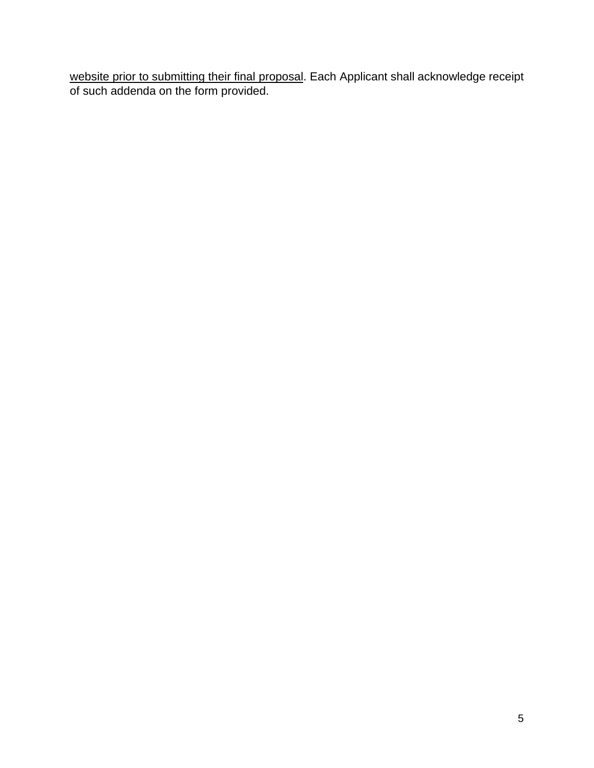<u>website prior to submitting their final proposal</u>. Each Applicant shall acknowledge receipt of such addenda on the form provided.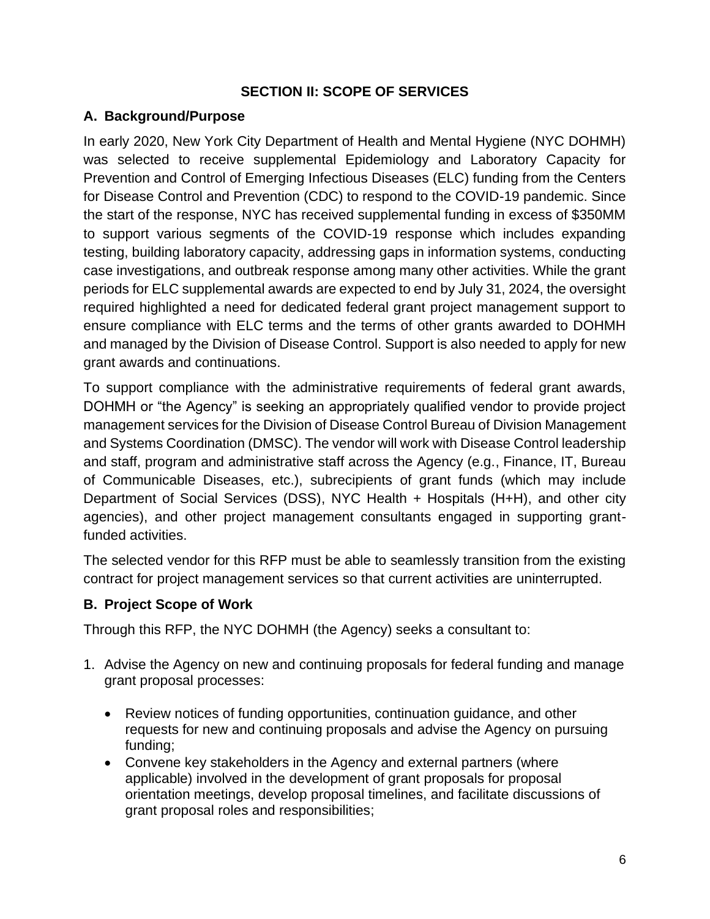## SECTION II: SCOPE OF SERVICES

### A. Background/Purpose

In early 2020, New York City Department of Health and Mental Hygiene (NYC DOHMH) was selected to receive supplemental Epidemiology and Laboratory Capacity for Prevention and Control of Emerging Infectious Diseases (ELC) funding from the Centers for Disease Control and Prevention (CDC) to respond to the COVID-19 pandemic. Since the start of the response, NYC has received supplemental funding in excess of $350MM to support various segments of the COVID-19 response which includes expanding testing, building laboratory capacity, addressing gaps in information systems, conducting case investigations, and outbreak response among many other activities. While the grant periods for ELC supplemental awards are expected to end by July 31, 2024, the oversight required highlighted a need for dedicated federal grant project management support to ensure compliance with ELC terms and the terms of other grants awarded to DOHMH and managed by the Division of Disease Control. Support is also needed to apply for new grant awards and continuations.

To support compliance with the administrative requirements of federal grant awards, DOHMH or "the Agency" is seeking an appropriately qualified vendor to provide project management services for the Division of Disease Control Bureau of Division Management and Systems Coordination (DMSC). The vendor will work with Disease Control leadership and staff, program and administrative staff across the Agency (e.g., Finance, IT, Bureau of Communicable Diseases, etc.), subrecipients of grant funds (which may include Department of Social Services (DSS), NYC Health + Hospitals (H+H), and other city agencies), and other project management consultants engaged in supporting grant-funded activities.

The selected vendor for this RFP must be able to seamlessly transition from the existing contract for project management services so that current activities are uninterrupted.

### B. Project Scope of Work

Through this RFP, the NYC DOHMH (the Agency) seeks a consultant to:

1. Advise the Agency on new and continuing proposals for federal funding and manage grant proposal processes:

   - Review notices of funding opportunities, continuation guidance, and other requests for new and continuing proposals and advise the Agency on pursuing funding;
   - Convene key stakeholders in the Agency and external partners (where applicable) involved in the development of grant proposals for proposal orientation meetings, develop proposal timelines, and facilitate discussions of grant proposal roles and responsibilities;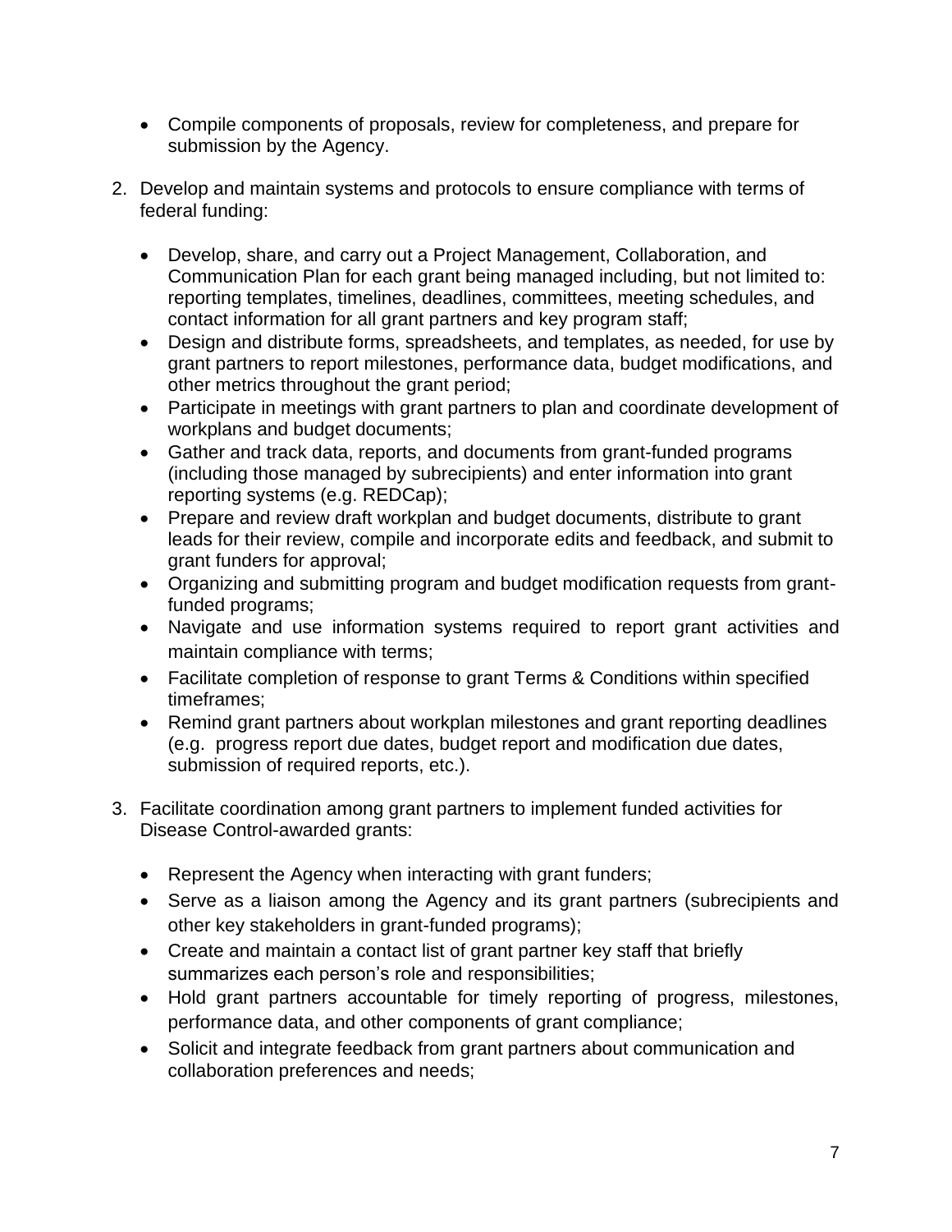- Compile components of proposals, review for completeness, and prepare for submission by the Agency.

2. Develop and maintain systems and protocols to ensure compliance with terms of federal funding:

    - Develop, share, and carry out a Project Management, Collaboration, and Communication Plan for each grant being managed including, but not limited to: reporting templates, timelines, deadlines, committees, meeting schedules, and contact information for all grant partners and key program staff;
    - Design and distribute forms, spreadsheets, and templates, as needed, for use by grant partners to report milestones, performance data, budget modifications, and other metrics throughout the grant period;
    - Participate in meetings with grant partners to plan and coordinate development of workplans and budget documents;
    - Gather and track data, reports, and documents from grant-funded programs (including those managed by subrecipients) and enter information into grant reporting systems (e.g. REDCap);
    - Prepare and review draft workplan and budget documents, distribute to grant leads for their review, compile and incorporate edits and feedback, and submit to grant funders for approval;
    - Organizing and submitting program and budget modification requests from grant-funded programs;
    - Navigate and use information systems required to report grant activities and maintain compliance with terms;
    - Facilitate completion of response to grant Terms & Conditions within specified timeframes;
    - Remind grant partners about workplan milestones and grant reporting deadlines (e.g. progress report due dates, budget report and modification due dates, submission of required reports, etc.).

3. Facilitate coordination among grant partners to implement funded activities for Disease Control-awarded grants:

    - Represent the Agency when interacting with grant funders;
    - Serve as a liaison among the Agency and its grant partners (subrecipients and other key stakeholders in grant-funded programs);
    - Create and maintain a contact list of grant partner key staff that briefly summarizes each person's role and responsibilities;
    - Hold grant partners accountable for timely reporting of progress, milestones, performance data, and other components of grant compliance;
    - Solicit and integrate feedback from grant partners about communication and collaboration preferences and needs;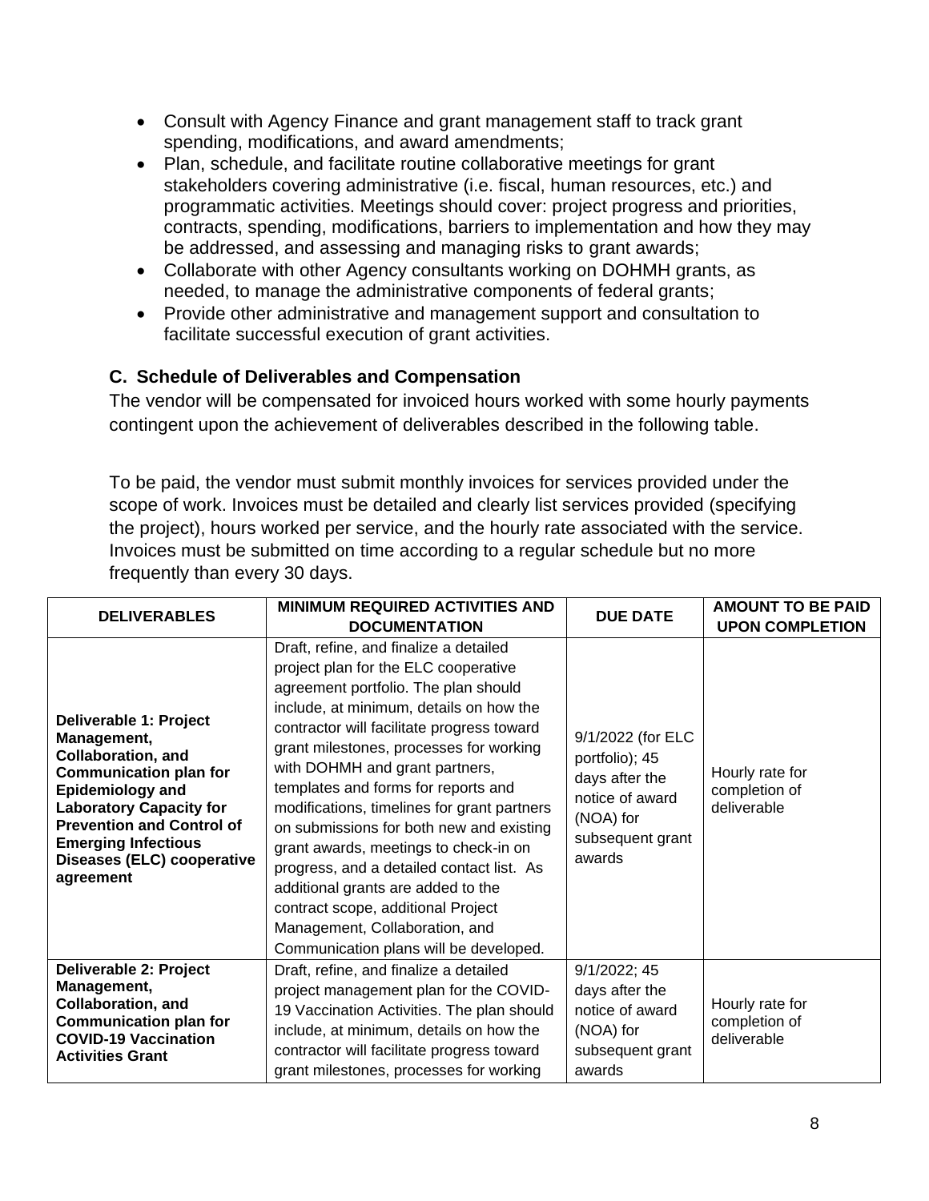- Consult with Agency Finance and grant management staff to track grant spending, modifications, and award amendments;
- Plan, schedule, and facilitate routine collaborative meetings for grant stakeholders covering administrative (i.e. fiscal, human resources, etc.) and programmatic activities. Meetings should cover: project progress and priorities, contracts, spending, modifications, barriers to implementation and how they may be addressed, and assessing and managing risks to grant awards;
- Collaborate with other Agency consultants working on DOHMH grants, as needed, to manage the administrative components of federal grants;
- Provide other administrative and management support and consultation to facilitate successful execution of grant activities.

### C. Schedule of Deliverables and Compensation

The vendor will be compensated for invoiced hours worked with some hourly payments contingent upon the achievement of deliverables described in the following table.

To be paid, the vendor must submit monthly invoices for services provided under the scope of work. Invoices must be detailed and clearly list services provided (specifying the project), hours worked per service, and the hourly rate associated with the service. Invoices must be submitted on time according to a regular schedule but no more frequently than every 30 days.

| DELIVERABLES | MINIMUM REQUIRED ACTIVITIES AND DOCUMENTATION | DUE DATE | AMOUNT TO BE PAID UPON COMPLETION |
|---|---|---|---|
| **Deliverable 1: Project Management, Collaboration, and Communication plan for Epidemiology and Laboratory Capacity for Prevention and Control of Emerging Infectious Diseases (ELC) cooperative agreement** | Draft, refine, and finalize a detailed project plan for the ELC cooperative agreement portfolio. The plan should include, at minimum, details on how the contractor will facilitate progress toward grant milestones, processes for working with DOHMH and grant partners, templates and forms for reports and modifications, timelines for grant partners on submissions for both new and existing grant awards, meetings to check-in on progress, and a detailed contact list. As additional grants are added to the contract scope, additional Project Management, Collaboration, and Communication plans will be developed. | 9/1/2022 (for ELC portfolio); 45 days after the notice of award (NOA) for subsequent grant awards | Hourly rate for completion of deliverable |
| **Deliverable 2: Project Management, Collaboration, and Communication plan for COVID-19 Vaccination Activities Grant** | Draft, refine, and finalize a detailed project management plan for the COVID-19 Vaccination Activities. The plan should include, at minimum, details on how the contractor will facilitate progress toward grant milestones, processes for working | 9/1/2022; 45 days after the notice of award (NOA) for subsequent grant awards | Hourly rate for completion of deliverable |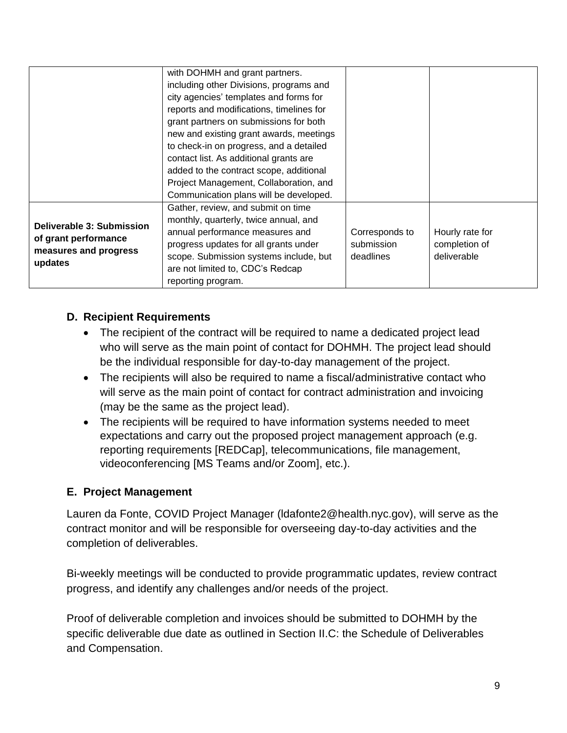| | | | |
|---|---|---|---|
| | with DOHMH and grant partners. including other Divisions, programs and city agencies' templates and forms for reports and modifications, timelines for grant partners on submissions for both new and existing grant awards, meetings to check-in on progress, and a detailed contact list. As additional grants are added to the contract scope, additional Project Management, Collaboration, and Communication plans will be developed. | | |
| **Deliverable 3: Submission of grant performance measures and progress updates** | Gather, review, and submit on time monthly, quarterly, twice annual, and annual performance measures and progress updates for all grants under scope. Submission systems include, but are not limited to, CDC's Redcap reporting program. | Corresponds to submission deadlines | Hourly rate for completion of deliverable |

### D. Recipient Requirements

- The recipient of the contract will be required to name a dedicated project lead who will serve as the main point of contact for DOHMH. The project lead should be the individual responsible for day-to-day management of the project.
- The recipients will also be required to name a fiscal/administrative contact who will serve as the main point of contact for contract administration and invoicing (may be the same as the project lead).
- The recipients will be required to have information systems needed to meet expectations and carry out the proposed project management approach (e.g. reporting requirements [REDCap], telecommunications, file management, videoconferencing [MS Teams and/or Zoom], etc.).

### E. Project Management

Lauren da Fonte, COVID Project Manager (ldafonte2@health.nyc.gov), will serve as the contract monitor and will be responsible for overseeing day-to-day activities and the completion of deliverables.

Bi-weekly meetings will be conducted to provide programmatic updates, review contract progress, and identify any challenges and/or needs of the project.

Proof of deliverable completion and invoices should be submitted to DOHMH by the specific deliverable due date as outlined in Section II.C: the Schedule of Deliverables and Compensation.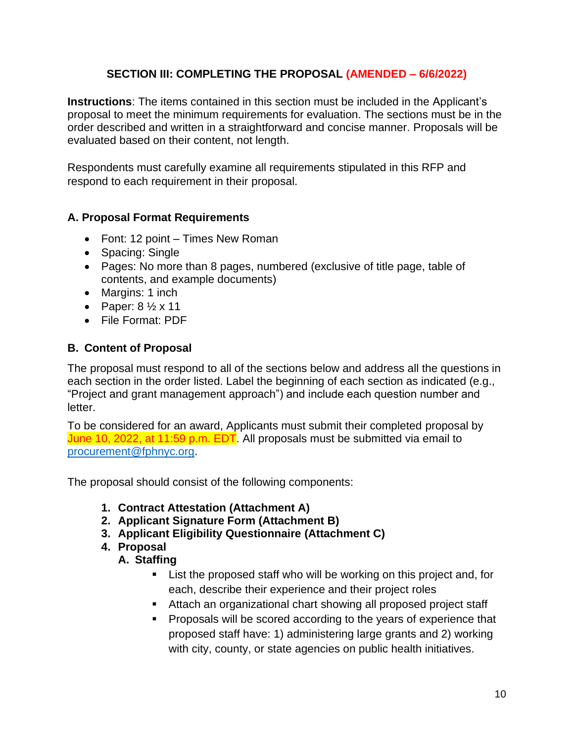## SECTION III: COMPLETING THE PROPOSAL (AMENDED – 6/6/2022)

**Instructions**: The items contained in this section must be included in the Applicant's proposal to meet the minimum requirements for evaluation. The sections must be in the order described and written in a straightforward and concise manner. Proposals will be evaluated based on their content, not length.

Respondents must carefully examine all requirements stipulated in this RFP and respond to each requirement in their proposal.

### A. Proposal Format Requirements

- Font: 12 point – Times New Roman
- Spacing: Single
- Pages: No more than 8 pages, numbered (exclusive of title page, table of contents, and example documents)
- Margins: 1 inch
- Paper: 8 ½ x 11
- File Format: PDF

### B. Content of Proposal

The proposal must respond to all of the sections below and address all the questions in each section in the order listed. Label the beginning of each section as indicated (e.g., "Project and grant management approach") and include each question number and letter.

To be considered for an award, Applicants must submit their completed proposal by June 10, 2022, at 11:59 p.m. EDT. All proposals must be submitted via email to procurement@fphnyc.org.

The proposal should consist of the following components:

1. **Contract Attestation (Attachment A)**
2. **Applicant Signature Form (Attachment B)**
3. **Applicant Eligibility Questionnaire (Attachment C)**
4. **Proposal**

   **A. Staffing**

   - List the proposed staff who will be working on this project and, for each, describe their experience and their project roles
   - Attach an organizational chart showing all proposed project staff
   - Proposals will be scored according to the years of experience that proposed staff have: 1) administering large grants and 2) working with city, county, or state agencies on public health initiatives.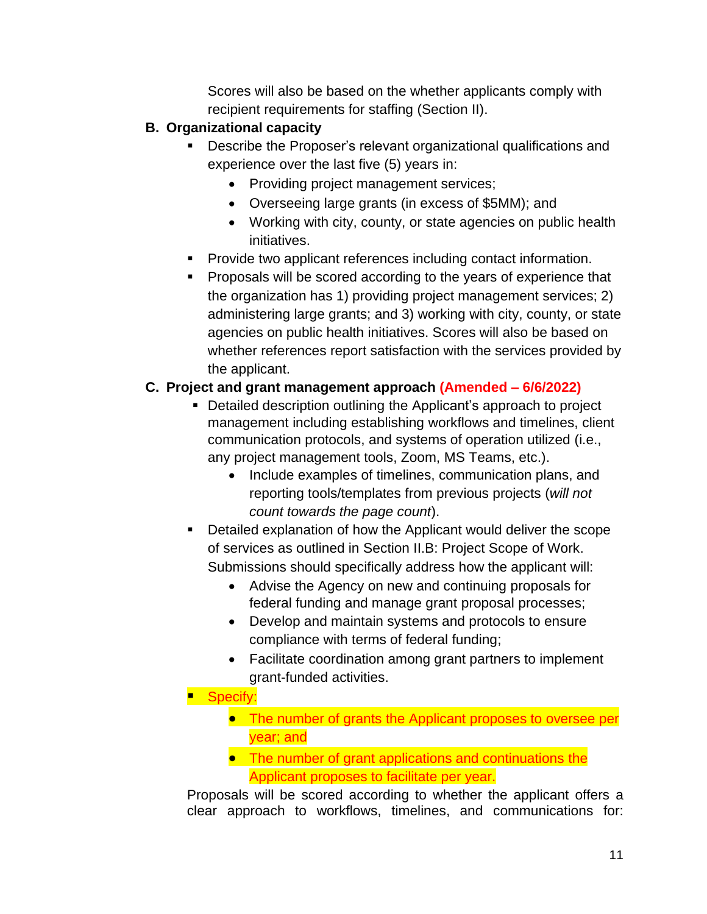Scores will also be based on the whether applicants comply with recipient requirements for staffing (Section II).

**B. Organizational capacity**

- Describe the Proposer's relevant organizational qualifications and experience over the last five (5) years in:
  - Providing project management services;
  - Overseeing large grants (in excess of $5MM); and
  - Working with city, county, or state agencies on public health initiatives.
- Provide two applicant references including contact information.
- Proposals will be scored according to the years of experience that the organization has 1) providing project management services; 2) administering large grants; and 3) working with city, county, or state agencies on public health initiatives. Scores will also be based on whether references report satisfaction with the services provided by the applicant.

**C. Project and grant management approach (Amended – 6/6/2022)**

- Detailed description outlining the Applicant's approach to project management including establishing workflows and timelines, client communication protocols, and systems of operation utilized (i.e., any project management tools, Zoom, MS Teams, etc.).
  - Include examples of timelines, communication plans, and reporting tools/templates from previous projects (*will not count towards the page count*).
- Detailed explanation of how the Applicant would deliver the scope of services as outlined in Section II.B: Project Scope of Work. Submissions should specifically address how the applicant will:
  - Advise the Agency on new and continuing proposals for federal funding and manage grant proposal processes;
  - Develop and maintain systems and protocols to ensure compliance with terms of federal funding;
  - Facilitate coordination among grant partners to implement grant-funded activities.
- Specify:
  - The number of grants the Applicant proposes to oversee per year; and
  - The number of grant applications and continuations the Applicant proposes to facilitate per year.

Proposals will be scored according to whether the applicant offers a clear approach to workflows, timelines, and communications for: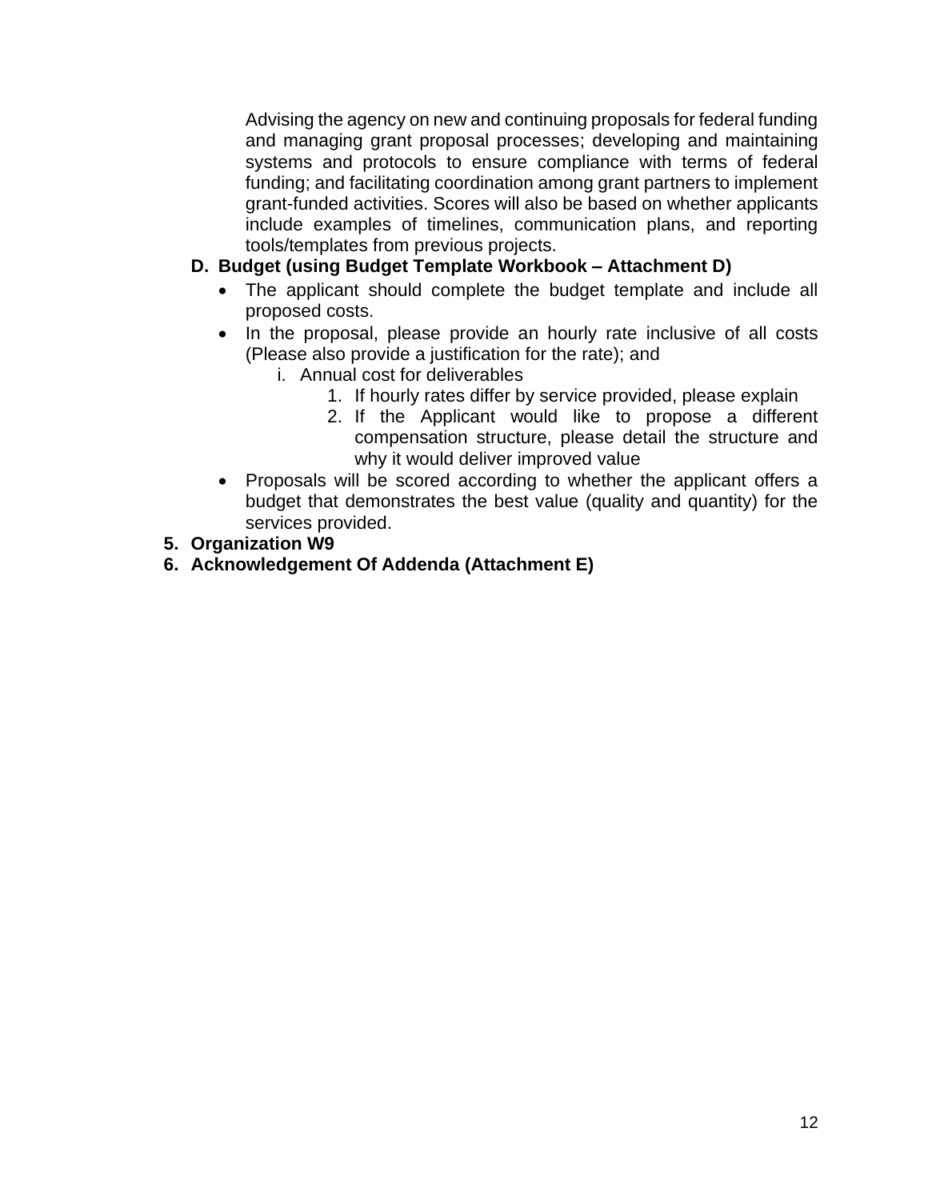Advising the agency on new and continuing proposals for federal funding and managing grant proposal processes; developing and maintaining systems and protocols to ensure compliance with terms of federal funding; and facilitating coordination among grant partners to implement grant-funded activities. Scores will also be based on whether applicants include examples of timelines, communication plans, and reporting tools/templates from previous projects.

**D. Budget (using Budget Template Workbook – Attachment D)**

- The applicant should complete the budget template and include all proposed costs.
- In the proposal, please provide an hourly rate inclusive of all costs (Please also provide a justification for the rate); and
    - i. Annual cost for deliverables
        1. If hourly rates differ by service provided, please explain
        2. If the Applicant would like to propose a different compensation structure, please detail the structure and why it would deliver improved value
- Proposals will be scored according to whether the applicant offers a budget that demonstrates the best value (quality and quantity) for the services provided.

**5. Organization W9**

**6. Acknowledgement Of Addenda (Attachment E)**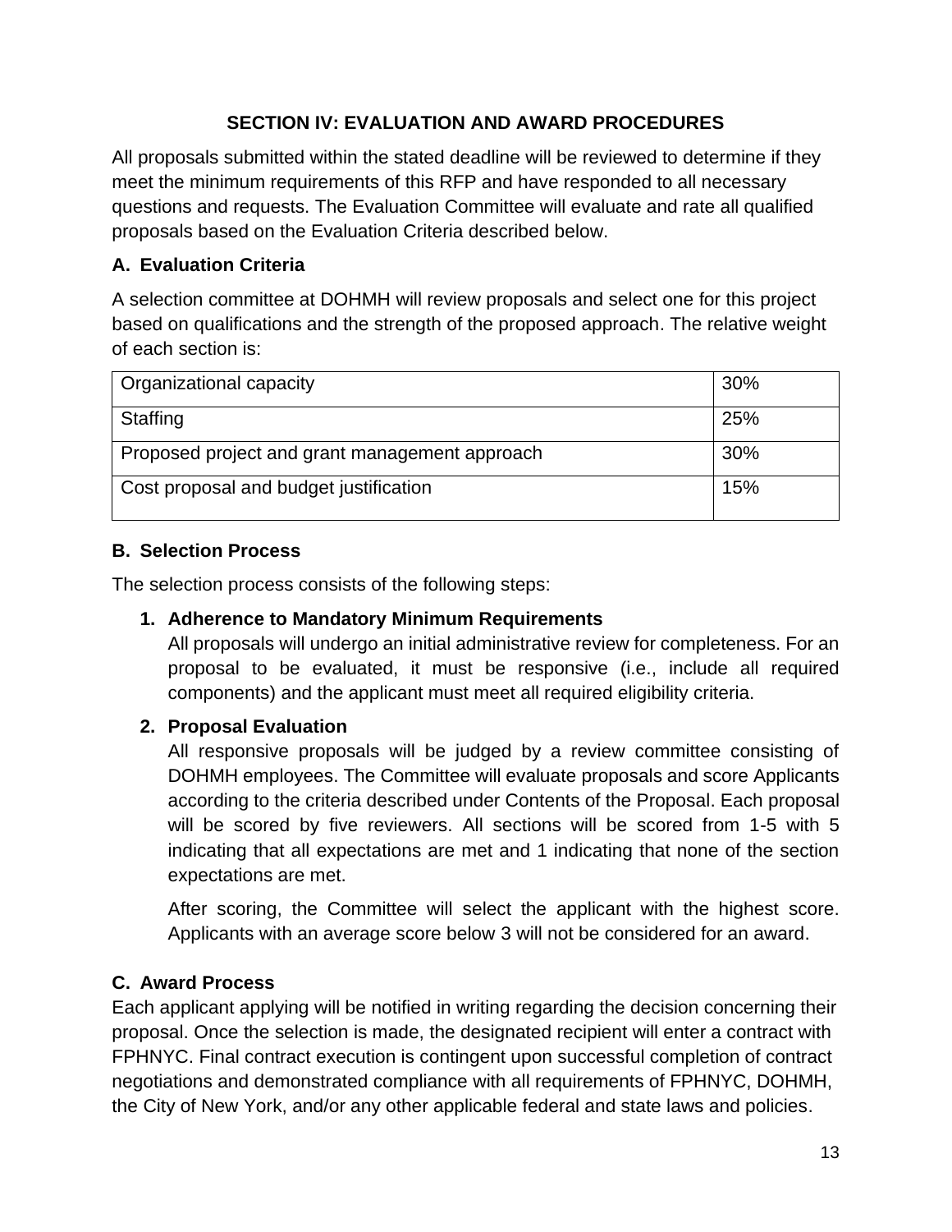## SECTION IV: EVALUATION AND AWARD PROCEDURES

All proposals submitted within the stated deadline will be reviewed to determine if they meet the minimum requirements of this RFP and have responded to all necessary questions and requests. The Evaluation Committee will evaluate and rate all qualified proposals based on the Evaluation Criteria described below.

### A. Evaluation Criteria

A selection committee at DOHMH will review proposals and select one for this project based on qualifications and the strength of the proposed approach. The relative weight of each section is:

| Section | Weight |
|---|---|
| Organizational capacity | 30% |
| Staffing | 25% |
| Proposed project and grant management approach | 30% |
| Cost proposal and budget justification | 15% |

### B. Selection Process

The selection process consists of the following steps:

1. **Adherence to Mandatory Minimum Requirements**
   All proposals will undergo an initial administrative review for completeness. For an proposal to be evaluated, it must be responsive (i.e., include all required components) and the applicant must meet all required eligibility criteria.

2. **Proposal Evaluation**
   All responsive proposals will be judged by a review committee consisting of DOHMH employees. The Committee will evaluate proposals and score Applicants according to the criteria described under Contents of the Proposal. Each proposal will be scored by five reviewers. All sections will be scored from 1-5 with 5 indicating that all expectations are met and 1 indicating that none of the section expectations are met.

   After scoring, the Committee will select the applicant with the highest score. Applicants with an average score below 3 will not be considered for an award.

### C. Award Process

Each applicant applying will be notified in writing regarding the decision concerning their proposal. Once the selection is made, the designated recipient will enter a contract with FPHNYC. Final contract execution is contingent upon successful completion of contract negotiations and demonstrated compliance with all requirements of FPHNYC, DOHMH, the City of New York, and/or any other applicable federal and state laws and policies.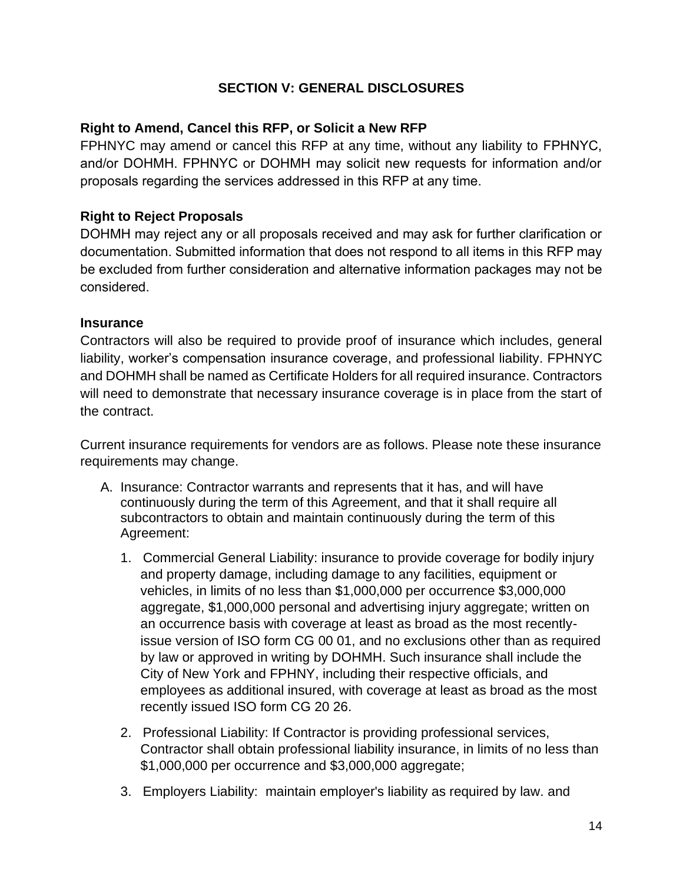## SECTION V: GENERAL DISCLOSURES

### Right to Amend, Cancel this RFP, or Solicit a New RFP

FPHNYC may amend or cancel this RFP at any time, without any liability to FPHNYC, and/or DOHMH. FPHNYC or DOHMH may solicit new requests for information and/or proposals regarding the services addressed in this RFP at any time.

### Right to Reject Proposals

DOHMH may reject any or all proposals received and may ask for further clarification or documentation. Submitted information that does not respond to all items in this RFP may be excluded from further consideration and alternative information packages may not be considered.

### Insurance

Contractors will also be required to provide proof of insurance which includes, general liability, worker's compensation insurance coverage, and professional liability. FPHNYC and DOHMH shall be named as Certificate Holders for all required insurance. Contractors will need to demonstrate that necessary insurance coverage is in place from the start of the contract.

Current insurance requirements for vendors are as follows. Please note these insurance requirements may change.

A. Insurance: Contractor warrants and represents that it has, and will have continuously during the term of this Agreement, and that it shall require all subcontractors to obtain and maintain continuously during the term of this Agreement:

   1. Commercial General Liability: insurance to provide coverage for bodily injury and property damage, including damage to any facilities, equipment or vehicles, in limits of no less than $1,000,000 per occurrence $3,000,000 aggregate, $1,000,000 personal and advertising injury aggregate; written on an occurrence basis with coverage at least as broad as the most recently-issue version of ISO form CG 00 01, and no exclusions other than as required by law or approved in writing by DOHMH. Such insurance shall include the City of New York and FPHNY, including their respective officials, and employees as additional insured, with coverage at least as broad as the most recently issued ISO form CG 20 26.

   2. Professional Liability: If Contractor is providing professional services, Contractor shall obtain professional liability insurance, in limits of no less than $1,000,000 per occurrence and $3,000,000 aggregate;

   3. Employers Liability: maintain employer's liability as required by law. and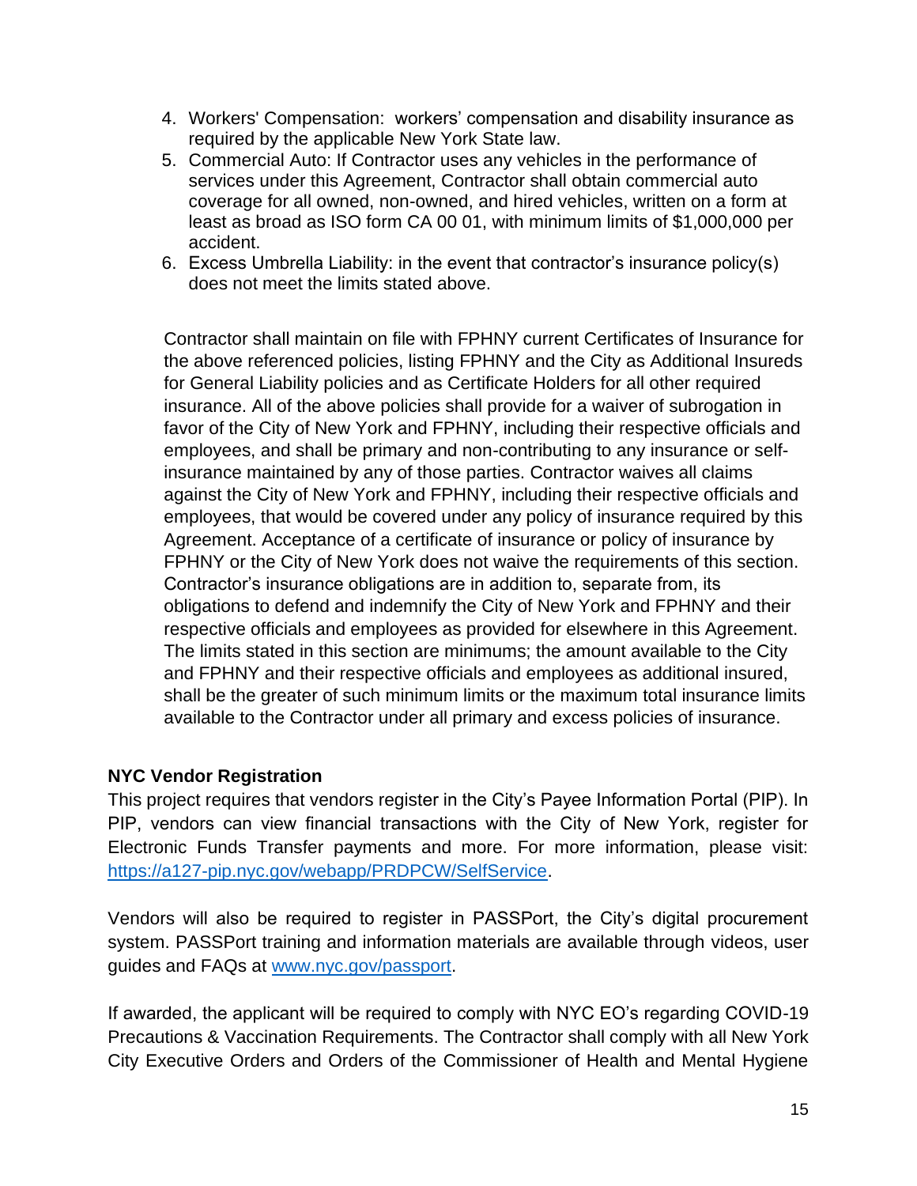4. Workers' Compensation: workers' compensation and disability insurance as required by the applicable New York State law.
5. Commercial Auto: If Contractor uses any vehicles in the performance of services under this Agreement, Contractor shall obtain commercial auto coverage for all owned, non-owned, and hired vehicles, written on a form at least as broad as ISO form CA 00 01, with minimum limits of $1,000,000 per accident.
6. Excess Umbrella Liability: in the event that contractor's insurance policy(s) does not meet the limits stated above.

Contractor shall maintain on file with FPHNY current Certificates of Insurance for the above referenced policies, listing FPHNY and the City as Additional Insureds for General Liability policies and as Certificate Holders for all other required insurance. All of the above policies shall provide for a waiver of subrogation in favor of the City of New York and FPHNY, including their respective officials and employees, and shall be primary and non-contributing to any insurance or self-insurance maintained by any of those parties. Contractor waives all claims against the City of New York and FPHNY, including their respective officials and employees, that would be covered under any policy of insurance required by this Agreement. Acceptance of a certificate of insurance or policy of insurance by FPHNY or the City of New York does not waive the requirements of this section. Contractor's insurance obligations are in addition to, separate from, its obligations to defend and indemnify the City of New York and FPHNY and their respective officials and employees as provided for elsewhere in this Agreement. The limits stated in this section are minimums; the amount available to the City and FPHNY and their respective officials and employees as additional insured, shall be the greater of such minimum limits or the maximum total insurance limits available to the Contractor under all primary and excess policies of insurance.

**NYC Vendor Registration**

This project requires that vendors register in the City's Payee Information Portal (PIP). In PIP, vendors can view financial transactions with the City of New York, register for Electronic Funds Transfer payments and more. For more information, please visit: https://a127-pip.nyc.gov/webapp/PRDPCW/SelfService.

Vendors will also be required to register in PASSPort, the City's digital procurement system. PASSPort training and information materials are available through videos, user guides and FAQs at www.nyc.gov/passport.

If awarded, the applicant will be required to comply with NYC EO's regarding COVID-19 Precautions & Vaccination Requirements. The Contractor shall comply with all New York City Executive Orders and Orders of the Commissioner of Health and Mental Hygiene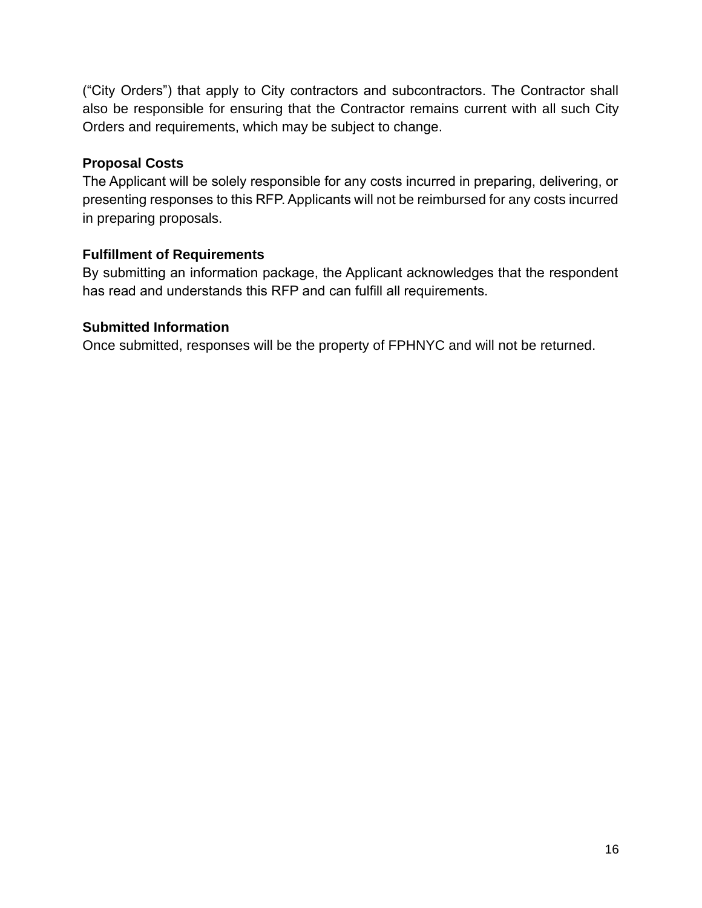(“City Orders”) that apply to City contractors and subcontractors. The Contractor shall also be responsible for ensuring that the Contractor remains current with all such City Orders and requirements, which may be subject to change.

**Proposal Costs**

The Applicant will be solely responsible for any costs incurred in preparing, delivering, or presenting responses to this RFP. Applicants will not be reimbursed for any costs incurred in preparing proposals.

**Fulfillment of Requirements**

By submitting an information package, the Applicant acknowledges that the respondent has read and understands this RFP and can fulfill all requirements.

**Submitted Information**

Once submitted, responses will be the property of FPHNYC and will not be returned.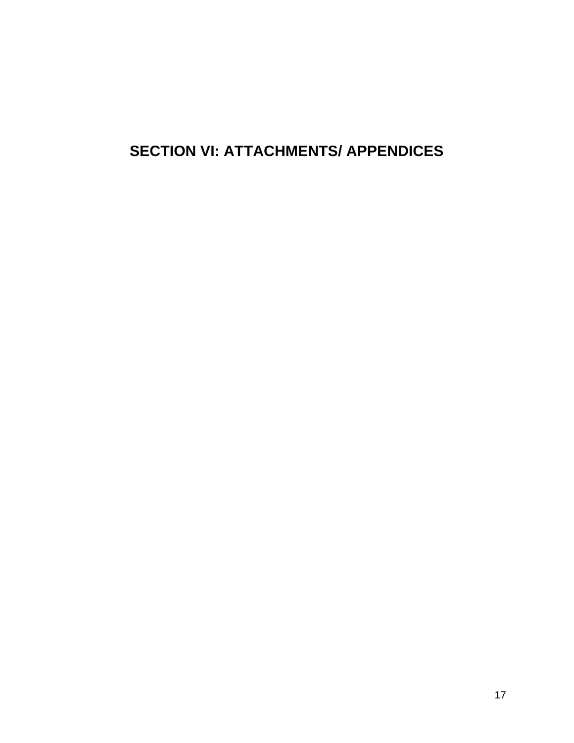# SECTION VI: ATTACHMENTS/ APPENDICES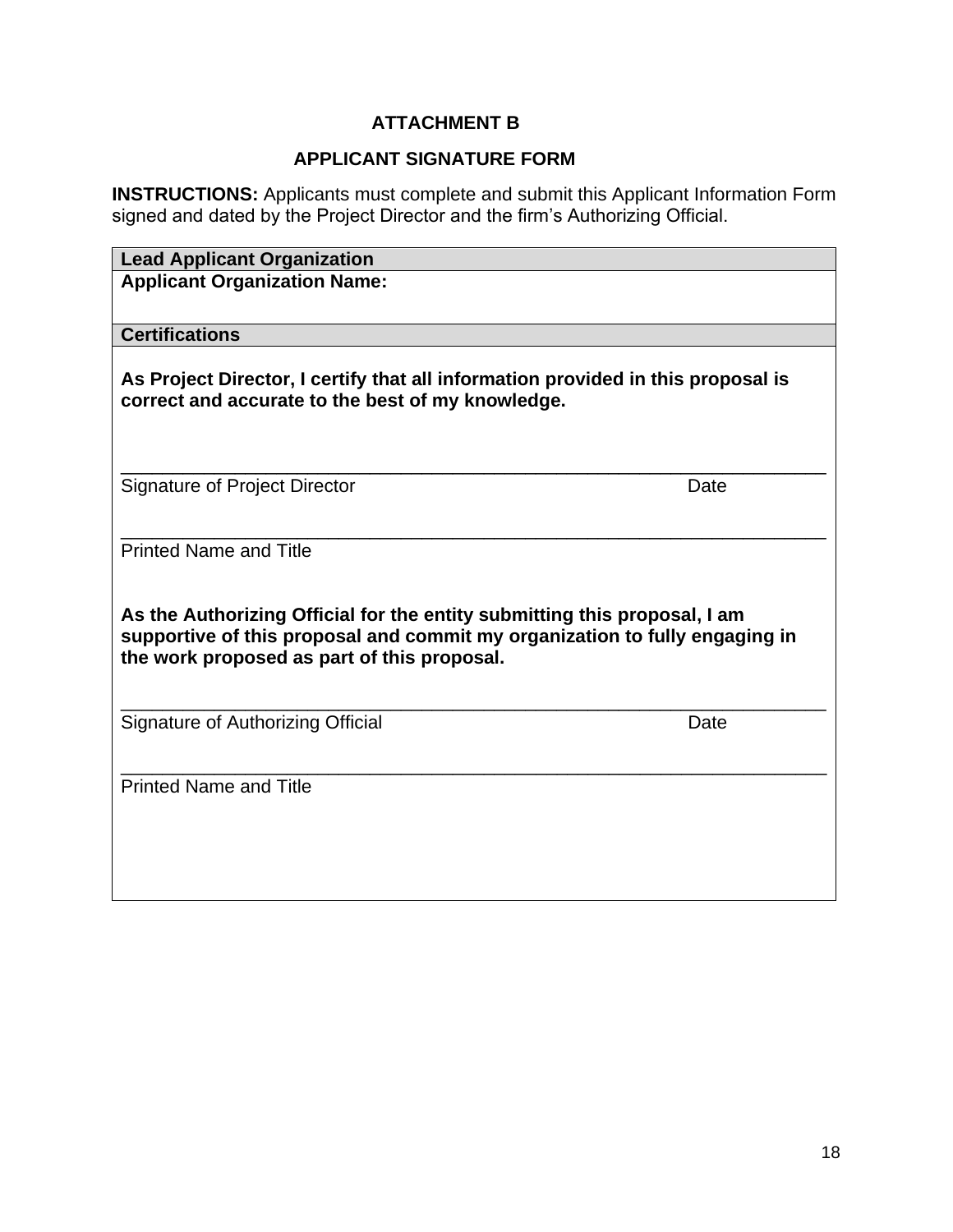## ATTACHMENT B

## APPLICANT SIGNATURE FORM

**INSTRUCTIONS:** Applicants must complete and submit this Applicant Information Form signed and dated by the Project Director and the firm's Authorizing Official.

| **Lead Applicant Organization** |
|---|
| **Applicant Organization Name:** |
| **Certifications** |
| **As Project Director, I certify that all information provided in this proposal is correct and accurate to the best of my knowledge.**<br><br>_______________________________________________________________<br>Signature of Project Director                                        Date<br><br>_______________________________________________________________<br>Printed Name and Title<br><br>**As the Authorizing Official for the entity submitting this proposal, I am supportive of this proposal and commit my organization to fully engaging in the work proposed as part of this proposal.**<br><br>_______________________________________________________________<br>Signature of Authorizing Official                                        Date<br><br>_______________________________________________________________<br>Printed Name and Title |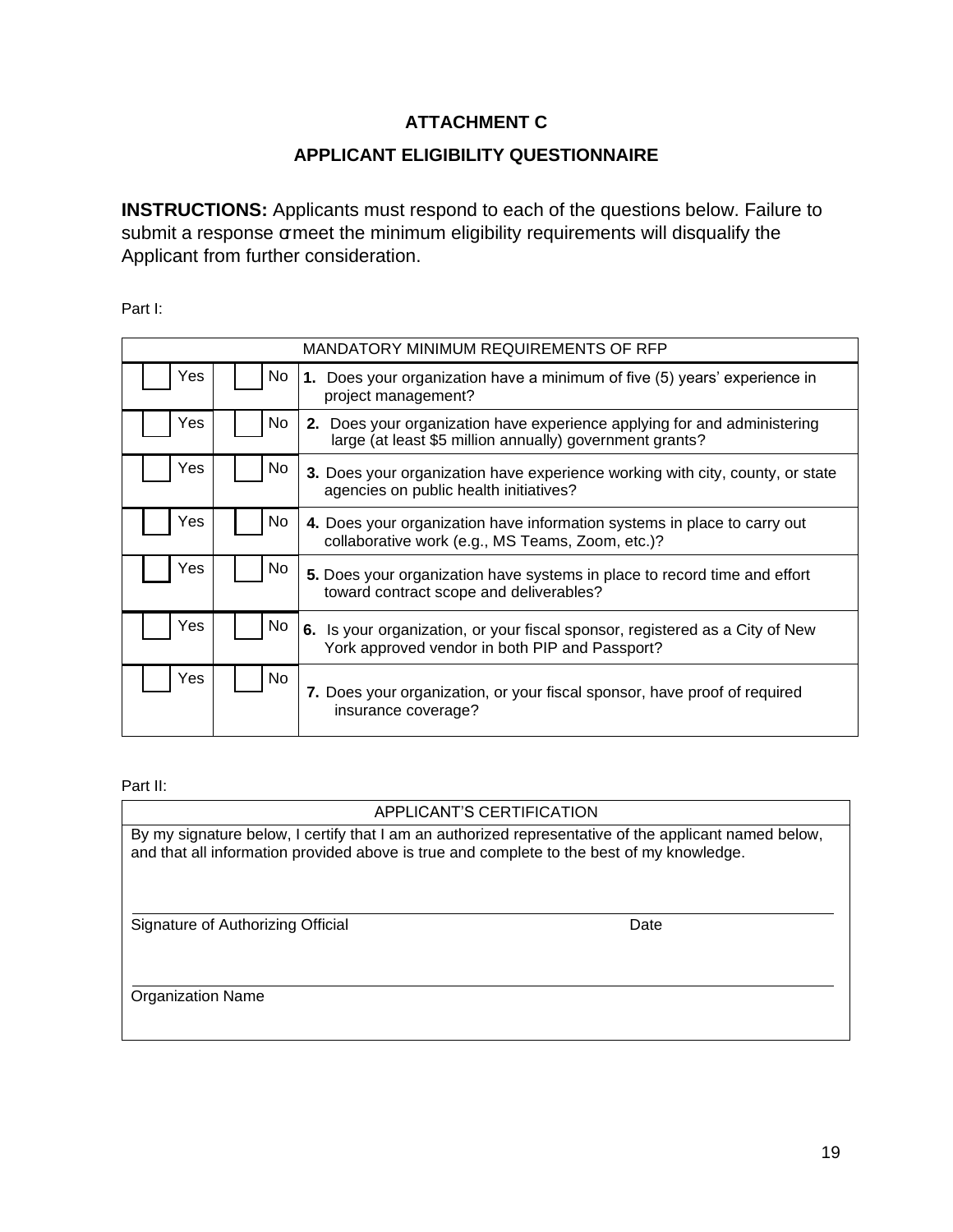**ATTACHMENT C**

**APPLICANT ELIGIBILITY QUESTIONNAIRE**

**INSTRUCTIONS:** Applicants must respond to each of the questions below. Failure to submit a response or meet the minimum eligibility requirements will disqualify the Applicant from further consideration.

Part I:

| MANDATORY MINIMUM REQUIREMENTS OF RFP | | |
|---|---|---|
| ☐ Yes | ☐ No | **1.** Does your organization have a minimum of five (5) years' experience in project management? |
| ☐ Yes | ☐ No | **2.** Does your organization have experience applying for and administering large (at least $5 million annually) government grants? |
| ☐ Yes | ☐ No | **3.** Does your organization have experience working with city, county, or state agencies on public health initiatives? |
| ☐ Yes | ☐ No | **4.** Does your organization have information systems in place to carry out collaborative work (e.g., MS Teams, Zoom, etc.)? |
| ☐ Yes | ☐ No | **5.** Does your organization have systems in place to record time and effort toward contract scope and deliverables? |
| ☐ Yes | ☐ No | **6.** Is your organization, or your fiscal sponsor, registered as a City of New York approved vendor in both PIP and Passport? |
| ☐ Yes | ☐ No | **7.** Does your organization, or your fiscal sponsor, have proof of required insurance coverage? |

Part II:

| APPLICANT'S CERTIFICATION |
|---|
| By my signature below, I certify that I am an authorized representative of the applicant named below, and that all information provided above is true and complete to the best of my knowledge.<br><br>_______________________________________________<br>Signature of Authorizing Official                                        Date<br><br>_______________________________________________<br>Organization Name |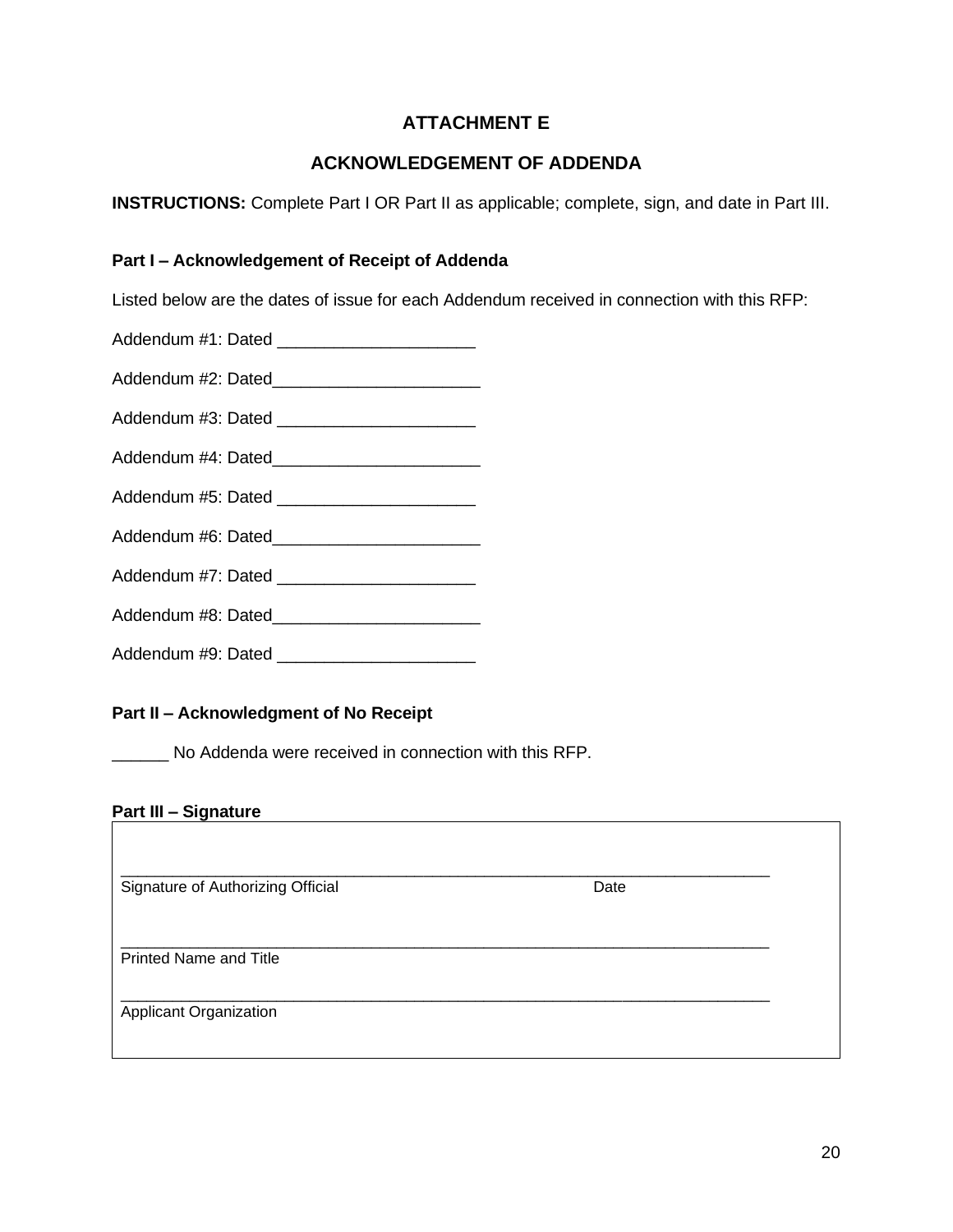# ATTACHMENT E

## ACKNOWLEDGEMENT OF ADDENDA

**INSTRUCTIONS:** Complete Part I OR Part II as applicable; complete, sign, and date in Part III.

### Part I – Acknowledgement of Receipt of Addenda

Listed below are the dates of issue for each Addendum received in connection with this RFP:

Addendum #1: Dated ____________________

Addendum #2: Dated______________________

Addendum #3: Dated ____________________

Addendum #4: Dated______________________

Addendum #5: Dated ____________________

Addendum #6: Dated______________________

Addendum #7: Dated ____________________

Addendum #8: Dated______________________

Addendum #9: Dated ____________________

### Part II – Acknowledgment of No Receipt

______ No Addenda were received in connection with this RFP.

### Part III – Signature

_________________________________________________________________________
Signature of Authorizing Official                                        Date

_________________________________________________________________________
Printed Name and Title

_________________________________________________________________________
Applicant Organization